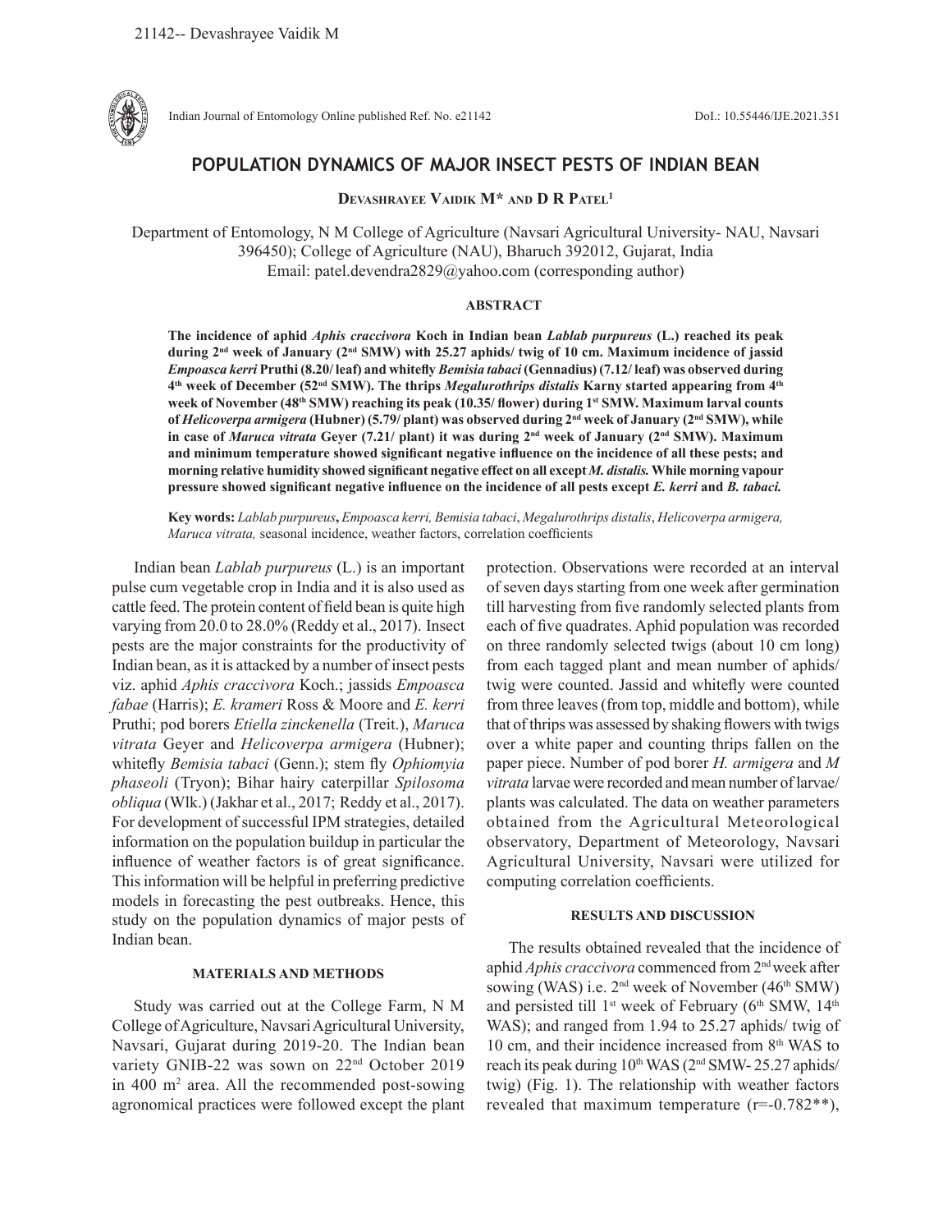Indian Journal of Entomology Online published Ref. No. e21142 DoI.: 10.55446/IJE.2021.351

# POPULATION DYNAMICS OF MAJOR INSECT PESTS OF INDIAN BEAN

**Devashrayee Vaidik M* and D R Patel[1]**

Department of Entomology, N M College of Agriculture (Navsari Agricultural University- NAU, Navsari 396450); College of Agriculture (NAU), Bharuch 392012, Gujarat, India
Email: patel.devendra2829@yahoo.com (corresponding author)

## ABSTRACT

**The incidence of aphid *Aphis craccivora* Koch in Indian bean *Lablab purpureus* (L.) reached its peak during 2nd week of January (2nd SMW) with 25.27 aphids/ twig of 10 cm. Maximum incidence of jassid *Empoasca kerri* Pruthi (8.20/ leaf) and whitefly *Bemisia tabaci* (Gennadius) (7.12/ leaf) was observed during 4th week of December (52nd SMW). The thrips *Megalurothrips distalis* Karny started appearing from 4th week of November (48th SMW) reaching its peak (10.35/ flower) during 1st SMW. Maximum larval counts of *Helicoverpa armigera* (Hubner) (5.79/ plant) was observed during 2nd week of January (2nd SMW), while in case of *Maruca vitrata* Geyer (7.21/ plant) it was during 2nd week of January (2nd SMW). Maximum and minimum temperature showed significant negative influence on the incidence of all these pests; and morning relative humidity showed significant negative effect on all except *M. distalis.* While morning vapour pressure showed significant negative influence on the incidence of all pests except *E. kerri* and *B. tabaci.***

**Key words:** *Lablab purpureus*, *Empoasca kerri, Bemisia tabaci*, *Megalurothrips distalis*, *Helicoverpa armigera, Maruca vitrata,* seasonal incidence, weather factors, correlation coefficients

Indian bean *Lablab purpureus* (L.) is an important pulse cum vegetable crop in India and it is also used as cattle feed. The protein content of field bean is quite high varying from 20.0 to 28.0% (Reddy et al., 2017). Insect pests are the major constraints for the productivity of Indian bean, as it is attacked by a number of insect pests viz. aphid *Aphis craccivora* Koch.; jassids *Empoasca fabae* (Harris); *E. krameri* Ross & Moore and *E. kerri* Pruthi; pod borers *Etiella zinckenella* (Treit.), *Maruca vitrata* Geyer and *Helicoverpa armigera* (Hubner); whitefly *Bemisia tabaci* (Genn.); stem fly *Ophiomyia phaseoli* (Tryon); Bihar hairy caterpillar *Spilosoma obliqua* (Wlk.) (Jakhar et al., 2017; Reddy et al., 2017). For development of successful IPM strategies, detailed information on the population buildup in particular the influence of weather factors is of great significance. This information will be helpful in preferring predictive models in forecasting the pest outbreaks. Hence, this study on the population dynamics of major pests of Indian bean.

## MATERIALS AND METHODS

Study was carried out at the College Farm, N M College of Agriculture, Navsari Agricultural University, Navsari, Gujarat during 2019-20. The Indian bean variety GNIB-22 was sown on 22nd October 2019 in 400 $m^2$ area. All the recommended post-sowing agronomical practices were followed except the plant protection. Observations were recorded at an interval of seven days starting from one week after germination till harvesting from five randomly selected plants from each of five quadrates. Aphid population was recorded on three randomly selected twigs (about 10 cm long) from each tagged plant and mean number of aphids/ twig were counted. Jassid and whitefly were counted from three leaves (from top, middle and bottom), while that of thrips was assessed by shaking flowers with twigs over a white paper and counting thrips fallen on the paper piece. Number of pod borer *H. armigera* and *M vitrata* larvae were recorded and mean number of larvae/ plants was calculated. The data on weather parameters obtained from the Agricultural Meteorological observatory, Department of Meteorology, Navsari Agricultural University, Navsari were utilized for computing correlation coefficients.

## RESULTS AND DISCUSSION

The results obtained revealed that the incidence of aphid *Aphis craccivora* commenced from 2nd week after sowing (WAS) i.e. 2nd week of November (46th SMW) and persisted till 1st week of February (6th SMW, 14th WAS); and ranged from 1.94 to 25.27 aphids/ twig of 10 cm, and their incidence increased from 8th WAS to reach its peak during 10th WAS (2nd SMW- 25.27 aphids/ twig) (Fig. 1). The relationship with weather factors revealed that maximum temperature (r=-0.782**),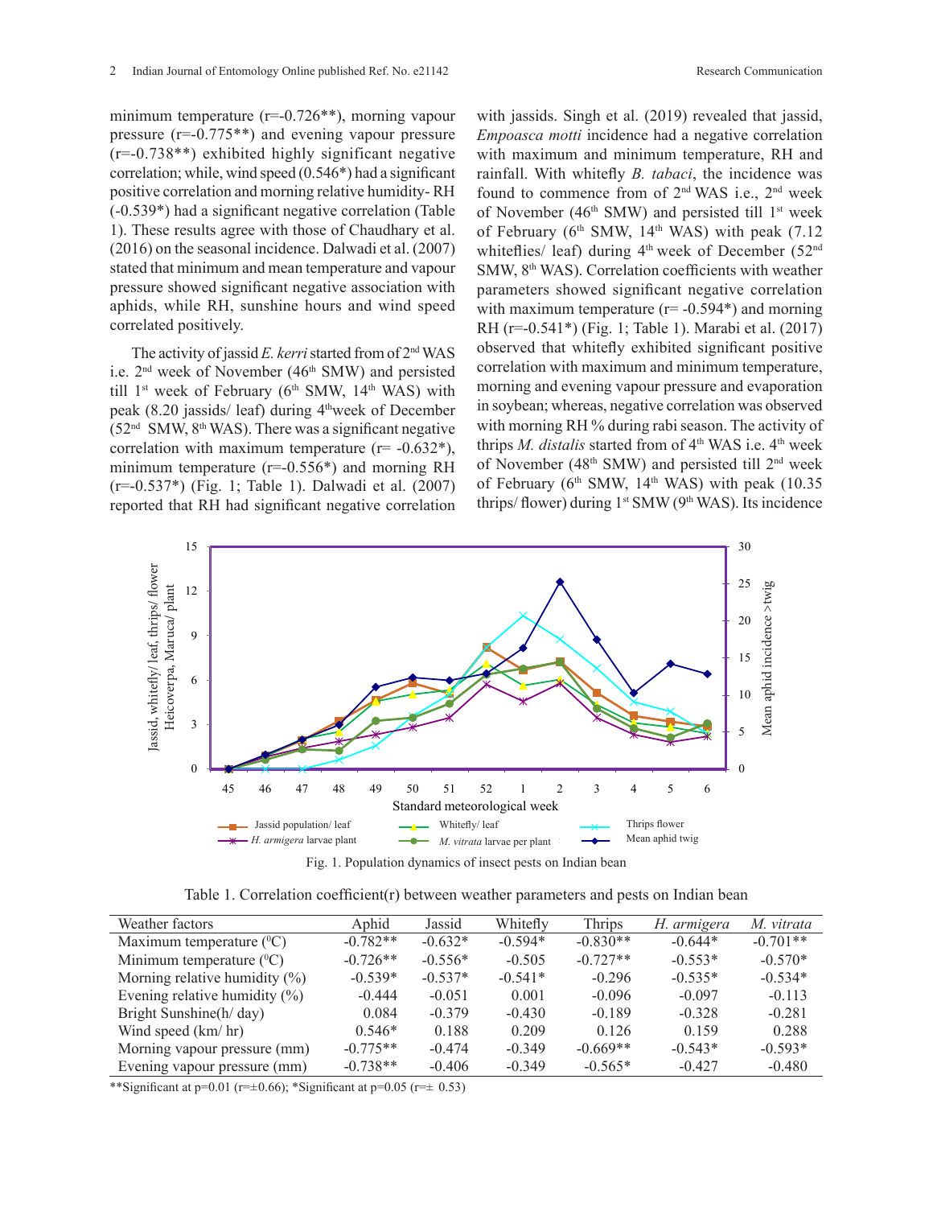minimum temperature (r=-0.726**), morning vapour pressure (r=-0.775**) and evening vapour pressure (r=-0.738**) exhibited highly significant negative correlation; while, wind speed (0.546*) had a significant positive correlation and morning relative humidity- RH (-0.539*) had a significant negative correlation (Table 1). These results agree with those of Chaudhary et al. (2016) on the seasonal incidence. Dalwadi et al. (2007) stated that minimum and mean temperature and vapour pressure showed significant negative association with aphids, while RH, sunshine hours and wind speed correlated positively.

The activity of jassid *E. kerri* started from of 2nd WAS i.e. 2nd week of November (46th SMW) and persisted till 1st week of February (6th SMW, 14th WAS) with peak (8.20 jassids/ leaf) during 4th week of December (52nd SMW, 8th WAS). There was a significant negative correlation with maximum temperature (r= -0.632*), minimum temperature (r=-0.556*) and morning RH (r=-0.537*) (Fig. 1; Table 1). Dalwadi et al. (2007) reported that RH had significant negative correlation with jassids. Singh et al. (2019) revealed that jassid, *Empoasca motti* incidence had a negative correlation with maximum and minimum temperature, RH and rainfall. With whitefly *B. tabaci*, the incidence was found to commence from of 2nd WAS i.e., 2nd week of November (46th SMW) and persisted till 1st week of February (6th SMW, 14th WAS) with peak (7.12 whiteflies/ leaf) during 4th week of December (52nd SMW, 8th WAS). Correlation coefficients with weather parameters showed significant negative correlation with maximum temperature (r= -0.594*) and morning RH (r=-0.541*) (Fig. 1; Table 1). Marabi et al. (2017) observed that whitefly exhibited significant positive correlation with maximum and minimum temperature, morning and evening vapour pressure and evaporation in soybean; whereas, negative correlation was observed with morning RH % during rabi season. The activity of thrips *M. distalis* started from of 4th WAS i.e. 4th week of November (48th SMW) and persisted till 2nd week of February (6th SMW, 14th WAS) with peak (10.35 thrips/ flower) during 1st SMW (9th WAS). Its incidence

Fig. 1. Population dynamics of insect pests on Indian bean

Table 1. Correlation coefficient(r) between weather parameters and pests on Indian bean

| Weather factors | Aphid | Jassid | Whitefly | Thrips | *H. armigera* | *M. vitrata* |
|---|---|---|---|---|---|---|
| Maximum temperature (0C) | -0.782** | -0.632* | -0.594* | -0.830** | -0.644* | -0.701** |
| Minimum temperature (0C) | -0.726** | -0.556* | -0.505 | -0.727** | -0.553* | -0.570* |
| Morning relative humidity (%) | -0.539* | -0.537* | -0.541* | -0.296 | -0.535* | -0.534* |
| Evening relative humidity (%) | -0.444 | -0.051 | 0.001 | -0.096 | -0.097 | -0.113 |
| Bright Sunshine(h/ day) | 0.084 | -0.379 | -0.430 | -0.189 | -0.328 | -0.281 |
| Wind speed (km/ hr) | 0.546* | 0.188 | 0.209 | 0.126 | 0.159 | 0.288 |
| Morning vapour pressure (mm) | -0.775** | -0.474 | -0.349 | -0.669** | -0.543* | -0.593* |
| Evening vapour pressure (mm) | -0.738** | -0.406 | -0.349 | -0.565* | -0.427 | -0.480 |

**Significant at p=0.01 (r=±0.66); *Significant at p=0.05 (r=± 0.53)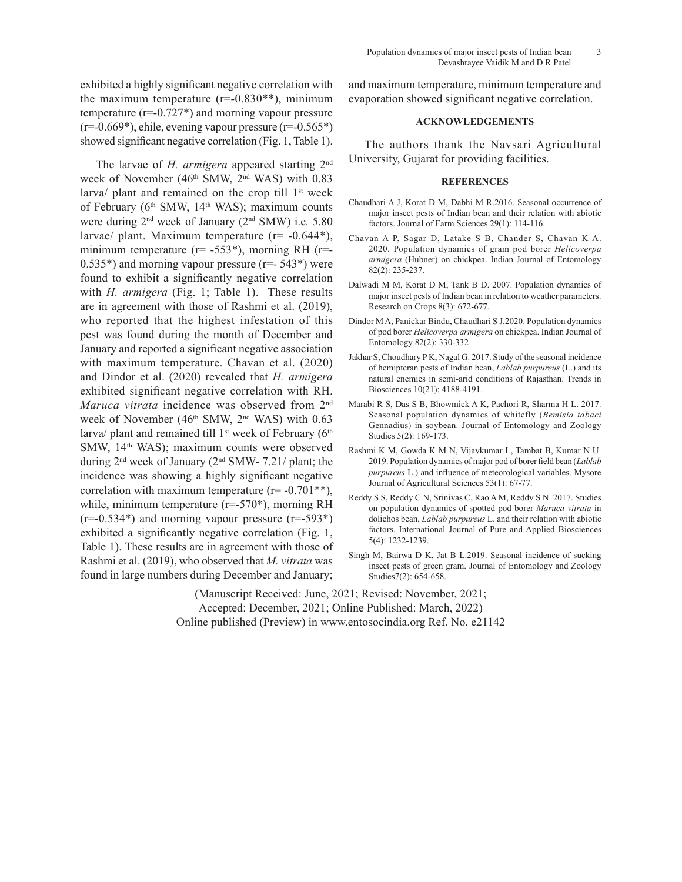exhibited a highly significant negative correlation with the maximum temperature (r=-0.830**), minimum temperature (r=-0.727*) and morning vapour pressure (r=-0.669*), ehile, evening vapour pressure (r=-0.565*) showed significant negative correlation (Fig. 1, Table 1).

The larvae of *H. armigera* appeared starting 2nd week of November (46th SMW, 2nd WAS) with 0.83 larva/ plant and remained on the crop till 1st week of February (6th SMW, 14th WAS); maximum counts were during 2nd week of January (2nd SMW) i.e. 5.80 larvae/ plant. Maximum temperature (r= -0.644*), minimum temperature (r= -553*), morning RH (r=-0.535*) and morning vapour pressure (r=- 543*) were found to exhibit a significantly negative correlation with *H. armigera* (Fig. 1; Table 1). These results are in agreement with those of Rashmi et al. (2019), who reported that the highest infestation of this pest was found during the month of December and January and reported a significant negative association with maximum temperature. Chavan et al. (2020) and Dindor et al. (2020) revealed that *H. armigera* exhibited significant negative correlation with RH. *Maruca vitrata* incidence was observed from 2nd week of November (46th SMW, 2nd WAS) with 0.63 larva/ plant and remained till 1st week of February (6th SMW, 14th WAS); maximum counts were observed during 2nd week of January (2nd SMW- 7.21/ plant; the incidence was showing a highly significant negative correlation with maximum temperature (r= -0.701**), while, minimum temperature (r=-570*), morning RH (r=-0.534*) and morning vapour pressure (r=-593*) exhibited a significantly negative correlation (Fig. 1, Table 1). These results are in agreement with those of Rashmi et al. (2019), who observed that *M. vitrata* was found in large numbers during December and January; and maximum temperature, minimum temperature and evaporation showed significant negative correlation.

## ACKNOWLEDGEMENTS

The authors thank the Navsari Agricultural University, Gujarat for providing facilities.

## REFERENCES

Chaudhari A J, Korat D M, Dabhi M R.2016. Seasonal occurrence of major insect pests of Indian bean and their relation with abiotic factors. Journal of Farm Sciences 29(1): 114-116.

Chavan A P, Sagar D, Latake S B, Chander S, Chavan K A. 2020. Population dynamics of gram pod borer *Helicoverpa armigera* (Hubner) on chickpea. Indian Journal of Entomology 82(2): 235-237.

Dalwadi M M, Korat D M, Tank B D. 2007. Population dynamics of major insect pests of Indian bean in relation to weather parameters. Research on Crops 8(3): 672-677.

Dindor M A, Panickar Bindu, Chaudhari S J.2020. Population dynamics of pod borer *Helicoverpa armigera* on chickpea. Indian Journal of Entomology 82(2): 330-332

Jakhar S, Choudhary P K, Nagal G. 2017. Study of the seasonal incidence of hemipteran pests of Indian bean, *Lablab purpureus* (L.) and its natural enemies in semi-arid conditions of Rajasthan. Trends in Biosciences 10(21): 4188-4191.

Marabi R S, Das S B, Bhowmick A K, Pachori R, Sharma H L. 2017. Seasonal population dynamics of whitefly (*Bemisia tabaci* Gennadius) in soybean. Journal of Entomology and Zoology Studies 5(2): 169-173.

Rashmi K M, Gowda K M N, Vijaykumar L, Tambat B, Kumar N U. 2019. Population dynamics of major pod of borer field bean (*Lablab purpureus* L.) and influence of meteorological variables. Mysore Journal of Agricultural Sciences 53(1): 67-77.

Reddy S S, Reddy C N, Srinivas C, Rao A M, Reddy S N. 2017. Studies on population dynamics of spotted pod borer *Maruca vitrata* in dolichos bean, *Lablab purpureus* L. and their relation with abiotic factors. International Journal of Pure and Applied Biosciences 5(4): 1232-1239.

Singh M, Bairwa D K, Jat B L.2019. Seasonal incidence of sucking insect pests of green gram. Journal of Entomology and Zoology Studies7(2): 654-658.

(Manuscript Received: June, 2021; Revised: November, 2021; Accepted: December, 2021; Online Published: March, 2022)
Online published (Preview) in www.entosocindia.org Ref. No. e21142